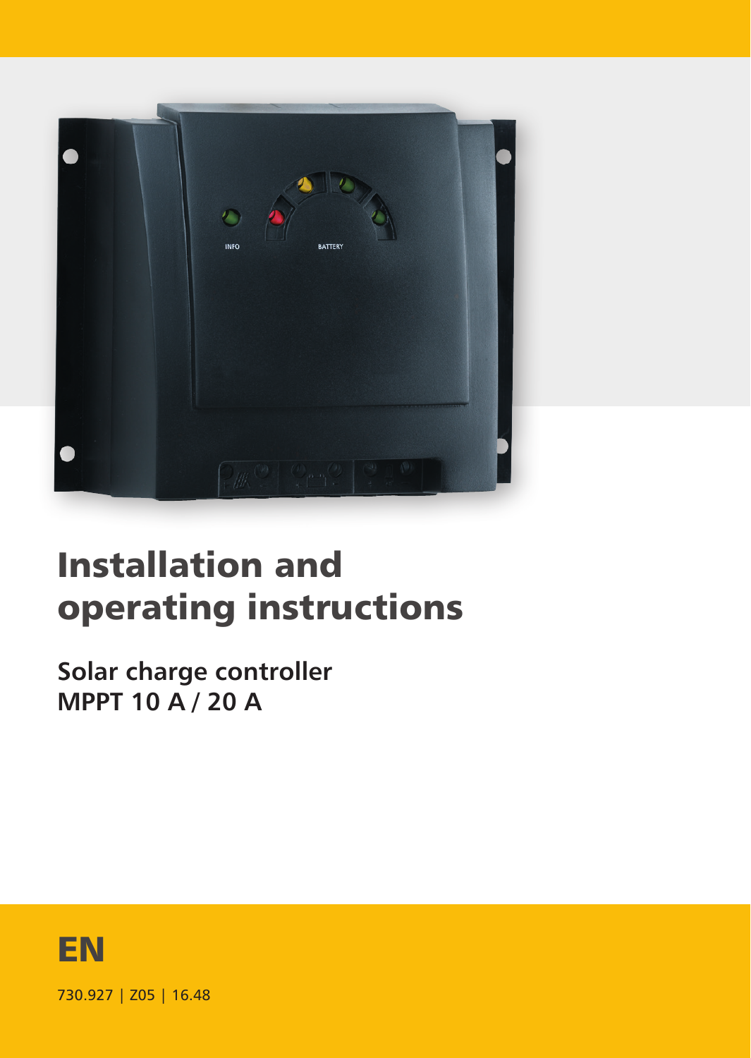# Installation and operating instructions

## Solar charge controller MPPT 10 A / 20 A

EN

730.927 | Z05 | 16.48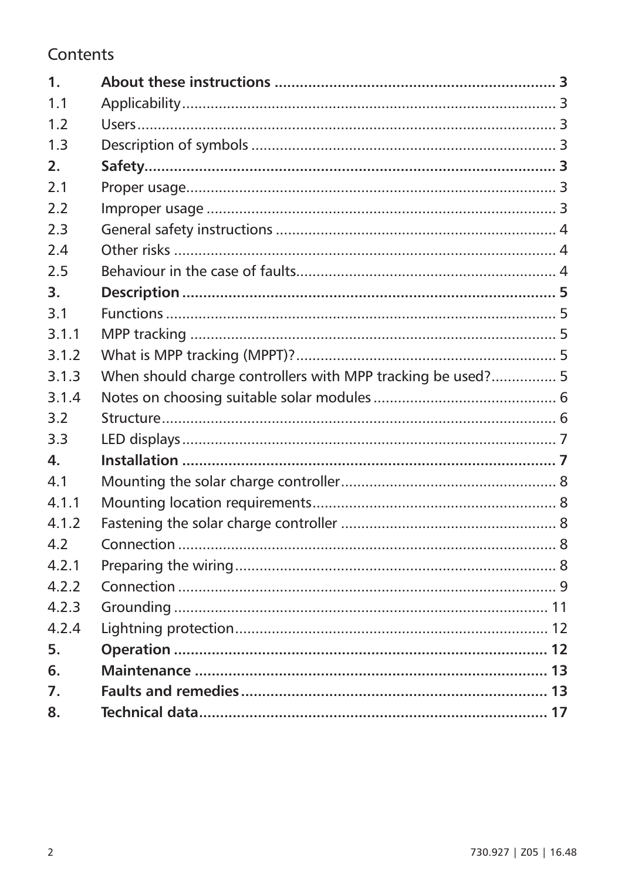## Contents

| | | |
|---|---|---|
| **1.** | **About these instructions** | **3** |
| 1.1 | Applicability | 3 |
| 1.2 | Users | 3 |
| 1.3 | Description of symbols | 3 |
| **2.** | **Safety** | **3** |
| 2.1 | Proper usage | 3 |
| 2.2 | Improper usage | 3 |
| 2.3 | General safety instructions | 4 |
| 2.4 | Other risks | 4 |
| 2.5 | Behaviour in the case of faults | 4 |
| **3.** | **Description** | **5** |
| 3.1 | Functions | 5 |
| 3.1.1 | MPP tracking | 5 |
| 3.1.2 | What is MPP tracking (MPPT)? | 5 |
| 3.1.3 | When should charge controllers with MPP tracking be used? | 5 |
| 3.1.4 | Notes on choosing suitable solar modules | 6 |
| 3.2 | Structure | 6 |
| 3.3 | LED displays | 7 |
| **4.** | **Installation** | **7** |
| 4.1 | Mounting the solar charge controller | 8 |
| 4.1.1 | Mounting location requirements | 8 |
| 4.1.2 | Fastening the solar charge controller | 8 |
| 4.2 | Connection | 8 |
| 4.2.1 | Preparing the wiring | 8 |
| 4.2.2 | Connection | 9 |
| 4.2.3 | Grounding | 11 |
| 4.2.4 | Lightning protection | 12 |
| **5.** | **Operation** | **12** |
| **6.** | **Maintenance** | **13** |
| **7.** | **Faults and remedies** | **13** |
| **8.** | **Technical data** | **17** |

730.927 | Z05 | 16.48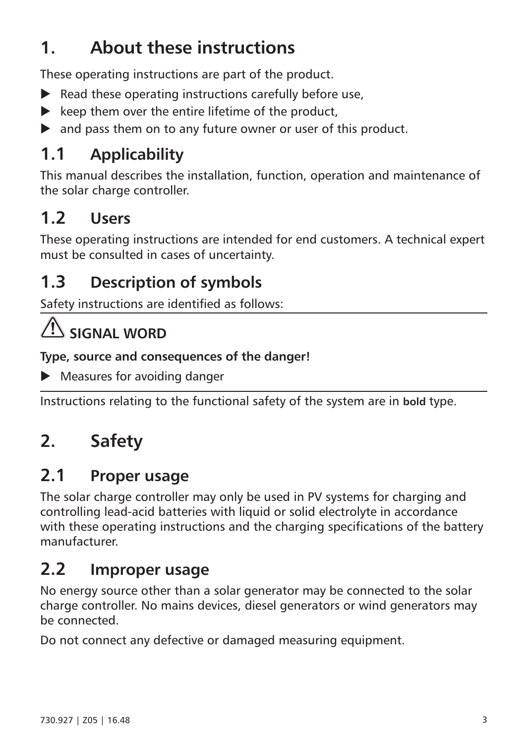# 1. About these instructions

These operating instructions are part of the product.

- Read these operating instructions carefully before use,
- keep them over the entire lifetime of the product,
- and pass them on to any future owner or user of this product.

## 1.1 Applicability

This manual describes the installation, function, operation and maintenance of the solar charge controller.

## 1.2 Users

These operating instructions are intended for end customers. A technical expert must be consulted in cases of uncertainty.

## 1.3 Description of symbols

Safety instructions are identified as follows:

---

⚠ **SIGNAL WORD**

**Type, source and consequences of the danger!**

- Measures for avoiding danger

---

Instructions relating to the functional safety of the system are in **bold** type.

# 2. Safety

## 2.1 Proper usage

The solar charge controller may only be used in PV systems for charging and controlling lead-acid batteries with liquid or solid electrolyte in accordance with these operating instructions and the charging specifications of the battery manufacturer.

## 2.2 Improper usage

No energy source other than a solar generator may be connected to the solar charge controller. No mains devices, diesel generators or wind generators may be connected.

Do not connect any defective or damaged measuring equipment.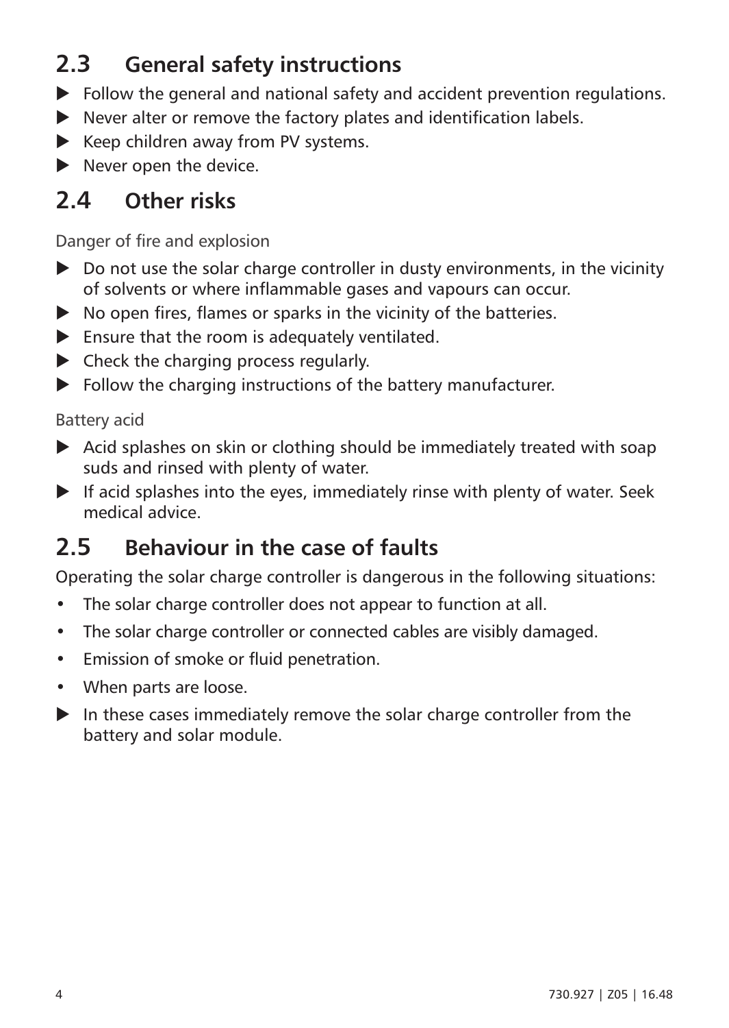## 2.3 General safety instructions

- Follow the general and national safety and accident prevention regulations.
- Never alter or remove the factory plates and identification labels.
- Keep children away from PV systems.
- Never open the device.

## 2.4 Other risks

Danger of fire and explosion

- Do not use the solar charge controller in dusty environments, in the vicinity of solvents or where inflammable gases and vapours can occur.
- No open fires, flames or sparks in the vicinity of the batteries.
- Ensure that the room is adequately ventilated.
- Check the charging process regularly.
- Follow the charging instructions of the battery manufacturer.

Battery acid

- Acid splashes on skin or clothing should be immediately treated with soap suds and rinsed with plenty of water.
- If acid splashes into the eyes, immediately rinse with plenty of water. Seek medical advice.

## 2.5 Behaviour in the case of faults

Operating the solar charge controller is dangerous in the following situations:

- The solar charge controller does not appear to function at all.
- The solar charge controller or connected cables are visibly damaged.
- Emission of smoke or fluid penetration.
- When parts are loose.

- In these cases immediately remove the solar charge controller from the battery and solar module.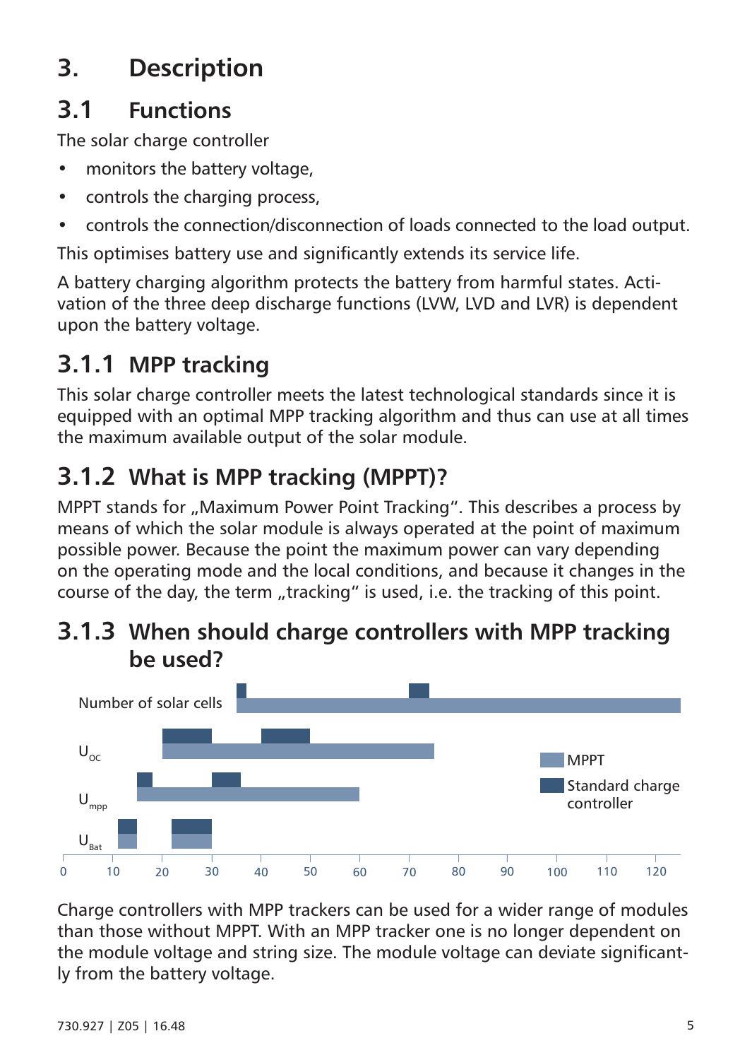# 3. Description

## 3.1 Functions

The solar charge controller

- monitors the battery voltage,
- controls the charging process,
- controls the connection/disconnection of loads connected to the load output.

This optimises battery use and significantly extends its service life.

A battery charging algorithm protects the battery from harmful states. Activation of the three deep discharge functions (LVW, LVD and LVR) is dependent upon the battery voltage.

### 3.1.1 MPP tracking

This solar charge controller meets the latest technological standards since it is equipped with an optimal MPP tracking algorithm and thus can use at all times the maximum available output of the solar module.

### 3.1.2 What is MPP tracking (MPPT)?

MPPT stands for „Maximum Power Point Tracking". This describes a process by means of which the solar module is always operated at the point of maximum possible power. Because the point the maximum power can vary depending on the operating mode and the local conditions, and because it changes in the course of the day, the term „tracking" is used, i.e. the tracking of this point.

### 3.1.3 When should charge controllers with MPP tracking be used?

Number of solar cells

$U_{OC}$

$U_{mpp}$

$U_{Bat}$

MPPT

Standard charge controller

0 10 20 30 40 50 60 70 80 90 100 110 120

Charge controllers with MPP trackers can be used for a wider range of modules than those without MPPT. With an MPP tracker one is no longer dependent on the module voltage and string size. The module voltage can deviate significantly from the battery voltage.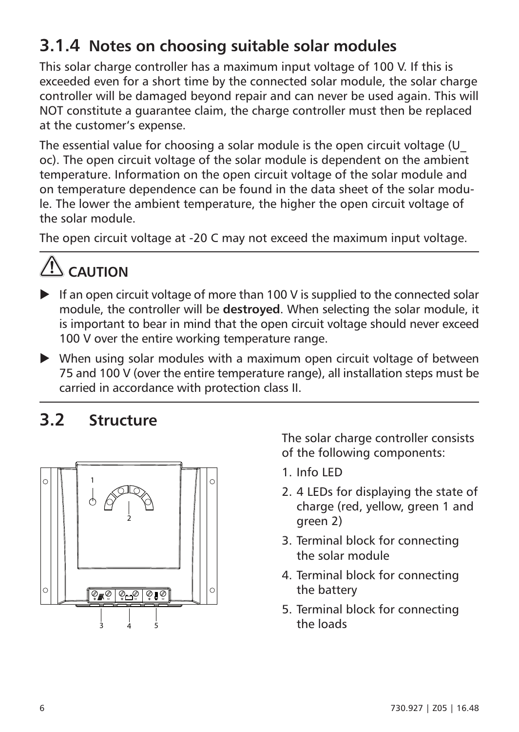### 3.1.4 Notes on choosing suitable solar modules

This solar charge controller has a maximum input voltage of 100 V. If this is exceeded even for a short time by the connected solar module, the solar charge controller will be damaged beyond repair and can never be used again. This will NOT constitute a guarantee claim, the charge controller must then be replaced at the customer's expense.

The essential value for choosing a solar module is the open circuit voltage (U_oc). The open circuit voltage of the solar module is dependent on the ambient temperature. Information on the open circuit voltage of the solar module and on temperature dependence can be found in the data sheet of the solar module. The lower the ambient temperature, the higher the open circuit voltage of the solar module.

The open circuit voltage at -20 C may not exceed the maximum input voltage.

**CAUTION**

- If an open circuit voltage of more than 100 V is supplied to the connected solar module, the controller will be **destroyed**. When selecting the solar module, it is important to bear in mind that the open circuit voltage should never exceed 100 V over the entire working temperature range.
- When using solar modules with a maximum open circuit voltage of between 75 and 100 V (over the entire temperature range), all installation steps must be carried in accordance with protection class II.

## 3.2 Structure

The solar charge controller consists of the following components:

1. Info LED
2. 4 LEDs for displaying the state of charge (red, yellow, green 1 and green 2)
3. Terminal block for connecting the solar module
4. Terminal block for connecting the battery
5. Terminal block for connecting the loads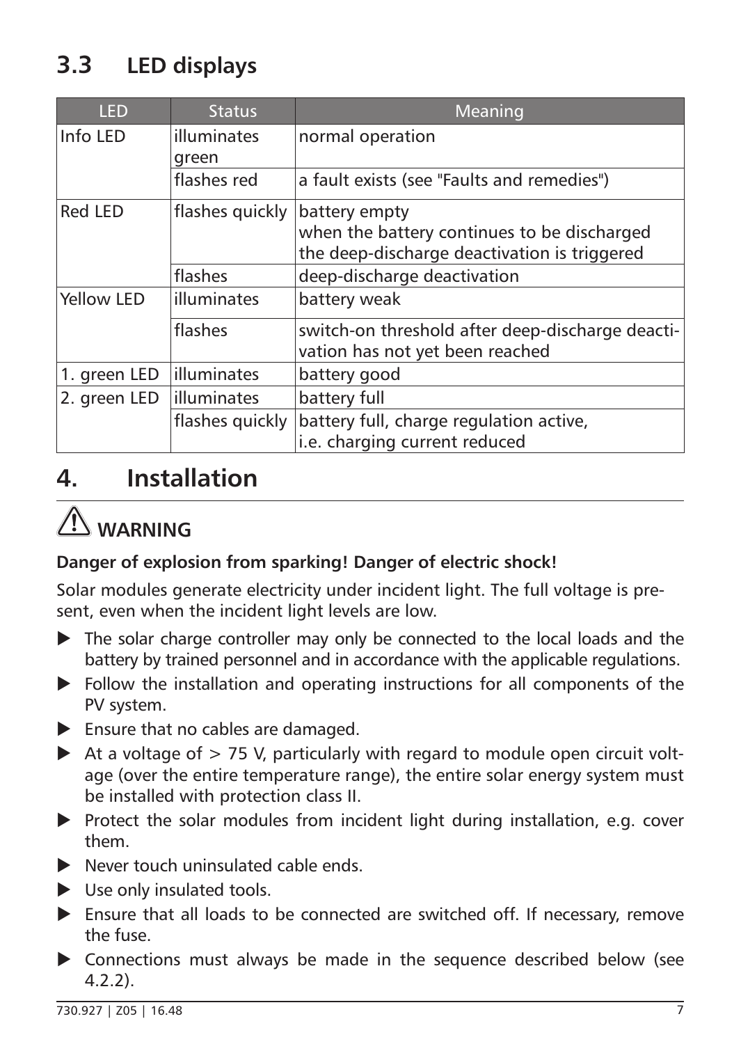## 3.3 LED displays

| LED | Status | Meaning |
|---|---|---|
| Info LED | illuminates green | normal operation |
| | flashes red | a fault exists (see "Faults and remedies") |
| Red LED | flashes quickly | battery empty<br>when the battery continues to be discharged the deep-discharge deactivation is triggered |
| | flashes | deep-discharge deactivation |
| Yellow LED | illuminates | battery weak |
| | flashes | switch-on threshold after deep-discharge deactivation has not yet been reached |
| 1. green LED | illuminates | battery good |
| 2. green LED | illuminates | battery full |
| | flashes quickly | battery full, charge regulation active, i.e. charging current reduced |

# 4. Installation

⚠ **WARNING**

**Danger of explosion from sparking! Danger of electric shock!**

Solar modules generate electricity under incident light. The full voltage is present, even when the incident light levels are low.

- The solar charge controller may only be connected to the local loads and the battery by trained personnel and in accordance with the applicable regulations.
- Follow the installation and operating instructions for all components of the PV system.
- Ensure that no cables are damaged.
- At a voltage of > 75 V, particularly with regard to module open circuit voltage (over the entire temperature range), the entire solar energy system must be installed with protection class II.
- Protect the solar modules from incident light during installation, e.g. cover them.
- Never touch uninsulated cable ends.
- Use only insulated tools.
- Ensure that all loads to be connected are switched off. If necessary, remove the fuse.
- Connections must always be made in the sequence described below (see 4.2.2).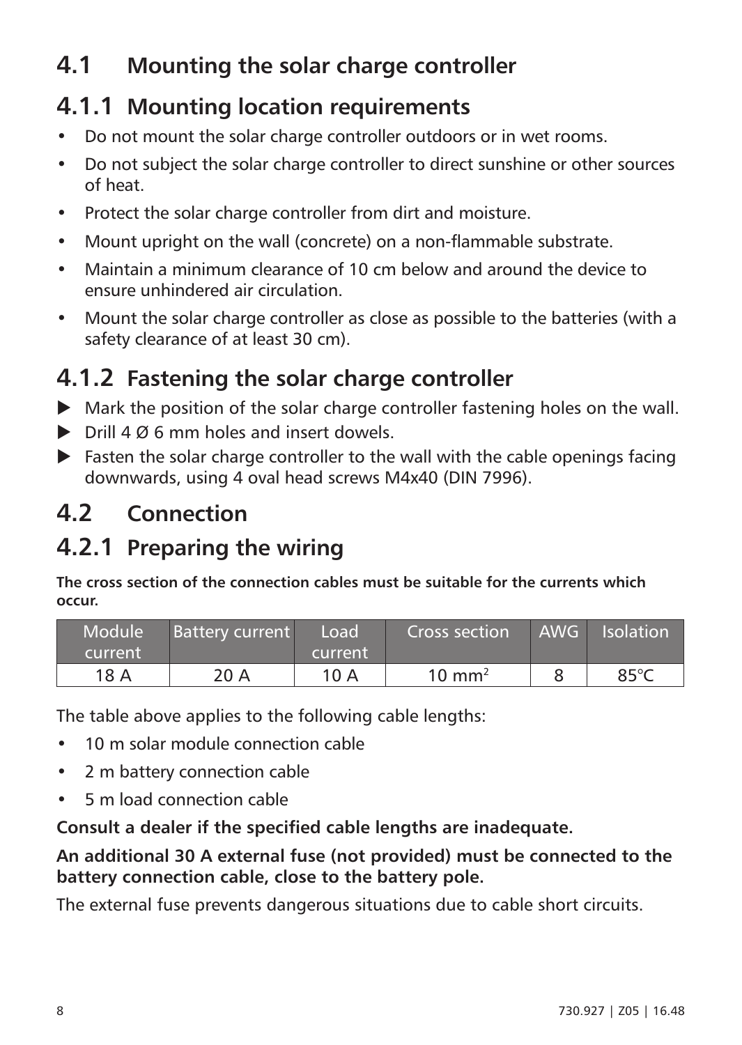## 4.1 Mounting the solar charge controller

### 4.1.1 Mounting location requirements

- Do not mount the solar charge controller outdoors or in wet rooms.
- Do not subject the solar charge controller to direct sunshine or other sources of heat.
- Protect the solar charge controller from dirt and moisture.
- Mount upright on the wall (concrete) on a non-flammable substrate.
- Maintain a minimum clearance of 10 cm below and around the device to ensure unhindered air circulation.
- Mount the solar charge controller as close as possible to the batteries (with a safety clearance of at least 30 cm).

### 4.1.2 Fastening the solar charge controller

▶ Mark the position of the solar charge controller fastening holes on the wall.

▶ Drill 4 Ø 6 mm holes and insert dowels.

▶ Fasten the solar charge controller to the wall with the cable openings facing downwards, using 4 oval head screws M4x40 (DIN 7996).

## 4.2 Connection

### 4.2.1 Preparing the wiring

**The cross section of the connection cables must be suitable for the currents which occur.**

| Module current | Battery current | Load current | Cross section | AWG | Isolation |
|---|---|---|---|---|---|
| 18 A | 20 A | 10 A | 10 mm² | 8 | 85°C |

The table above applies to the following cable lengths:

- 10 m solar module connection cable
- 2 m battery connection cable
- 5 m load connection cable

**Consult a dealer if the specified cable lengths are inadequate.**

**An additional 30 A external fuse (not provided) must be connected to the battery connection cable, close to the battery pole.**

The external fuse prevents dangerous situations due to cable short circuits.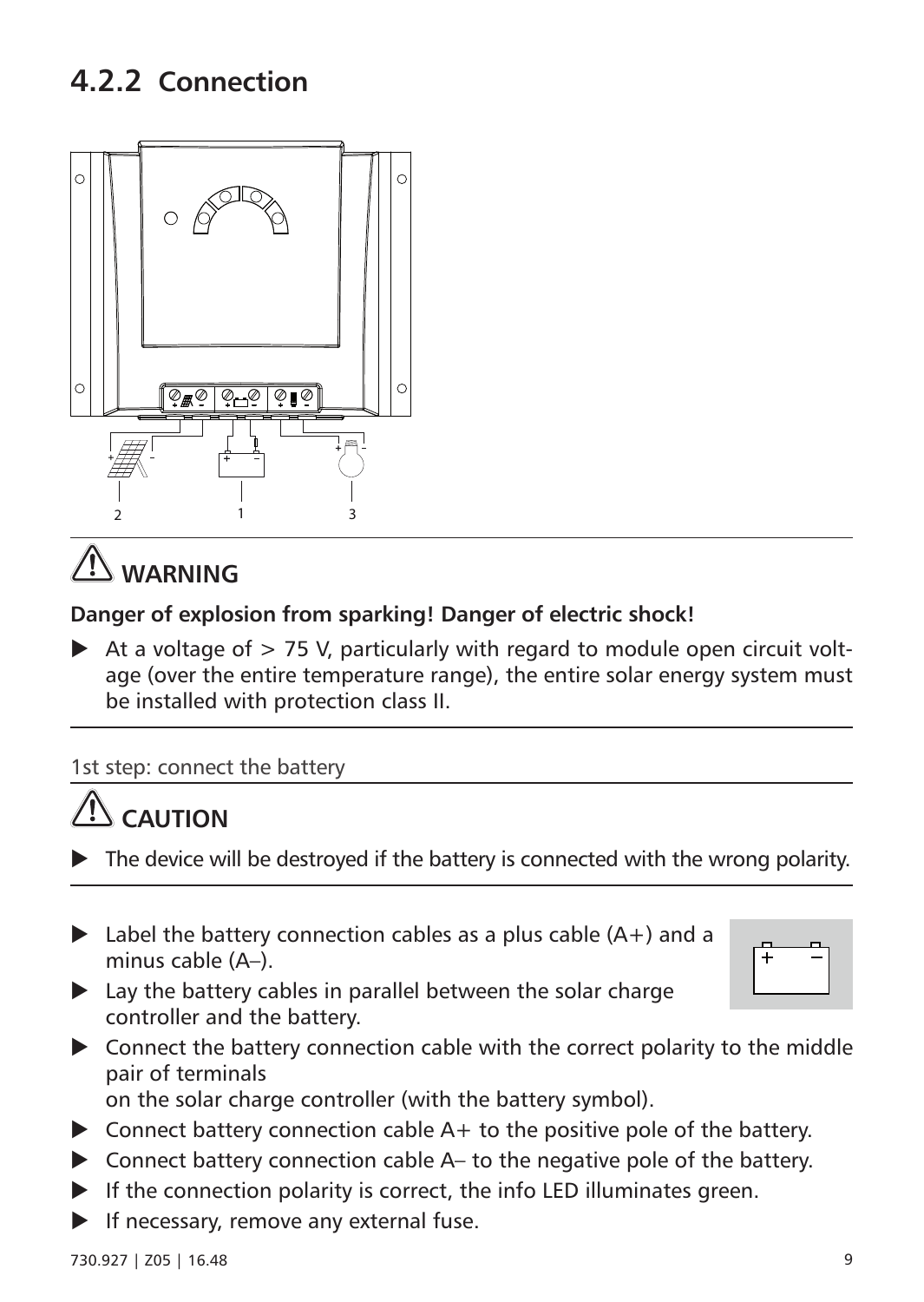## 4.2.2 Connection

# ⚠ WARNING

**Danger of explosion from sparking! Danger of electric shock!**

- At a voltage of > 75 V, particularly with regard to module open circuit voltage (over the entire temperature range), the entire solar energy system must be installed with protection class II.

1st step: connect the battery

# ⚠ CAUTION

- The device will be destroyed if the battery is connected with the wrong polarity.

- Label the battery connection cables as a plus cable (A+) and a minus cable (A–).
- Lay the battery cables in parallel between the solar charge controller and the battery.
- Connect the battery connection cable with the correct polarity to the middle pair of terminals
  on the solar charge controller (with the battery symbol).
- Connect battery connection cable A+ to the positive pole of the battery.
- Connect battery connection cable A– to the negative pole of the battery.
- If the connection polarity is correct, the info LED illuminates green.
- If necessary, remove any external fuse.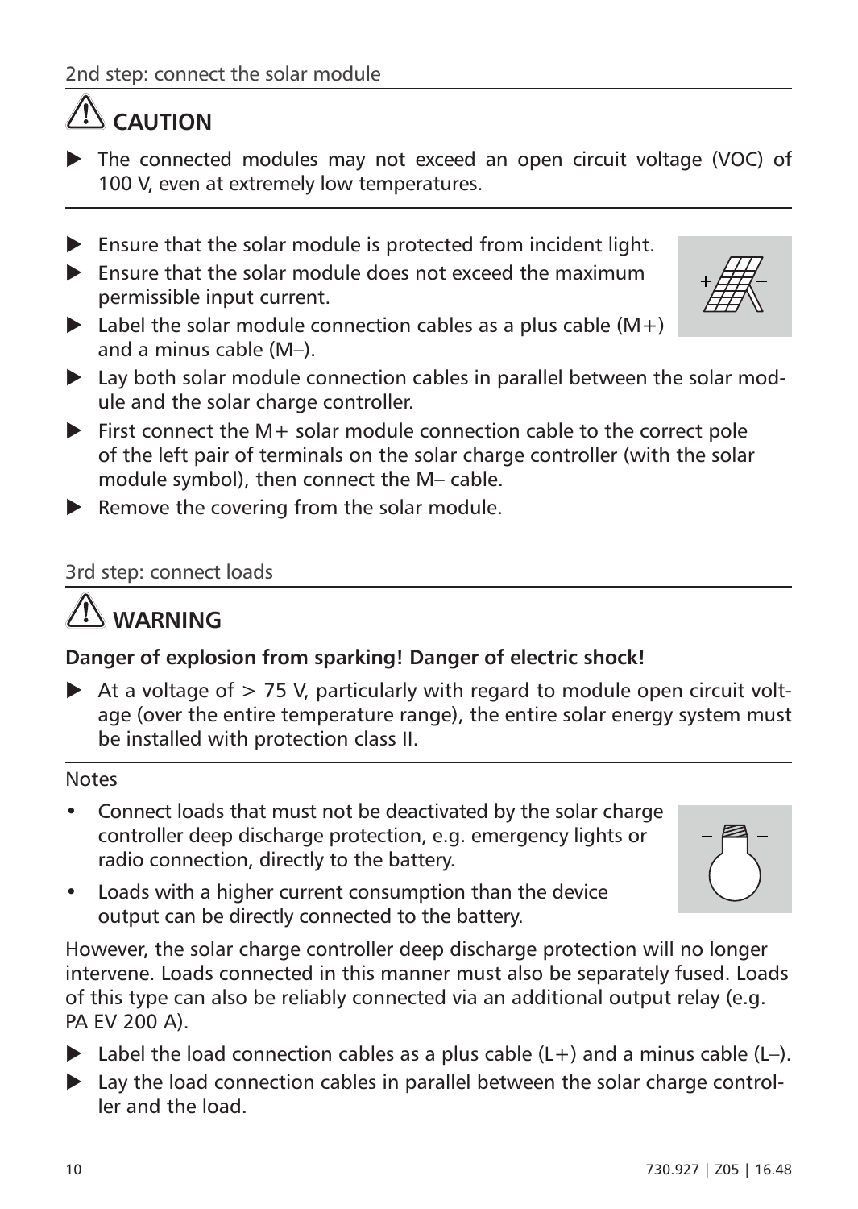2nd step: connect the solar module

## ⚠ CAUTION

- The connected modules may not exceed an open circuit voltage (VOC) of 100 V, even at extremely low temperatures.

- Ensure that the solar module is protected from incident light.
- Ensure that the solar module does not exceed the maximum permissible input current.
- Label the solar module connection cables as a plus cable (M+) and a minus cable (M–).
- Lay both solar module connection cables in parallel between the solar module and the solar charge controller.
- First connect the M+ solar module connection cable to the correct pole of the left pair of terminals on the solar charge controller (with the solar module symbol), then connect the M– cable.
- Remove the covering from the solar module.

3rd step: connect loads

## ⚠ WARNING

**Danger of explosion from sparking! Danger of electric shock!**

- At a voltage of > 75 V, particularly with regard to module open circuit voltage (over the entire temperature range), the entire solar energy system must be installed with protection class II.

Notes

- Connect loads that must not be deactivated by the solar charge controller deep discharge protection, e.g. emergency lights or radio connection, directly to the battery.
- Loads with a higher current consumption than the device output can be directly connected to the battery.

However, the solar charge controller deep discharge protection will no longer intervene. Loads connected in this manner must also be separately fused. Loads of this type can also be reliably connected via an additional output relay (e.g. PA EV 200 A).

- Label the load connection cables as a plus cable (L+) and a minus cable (L–).
- Lay the load connection cables in parallel between the solar charge controller and the load.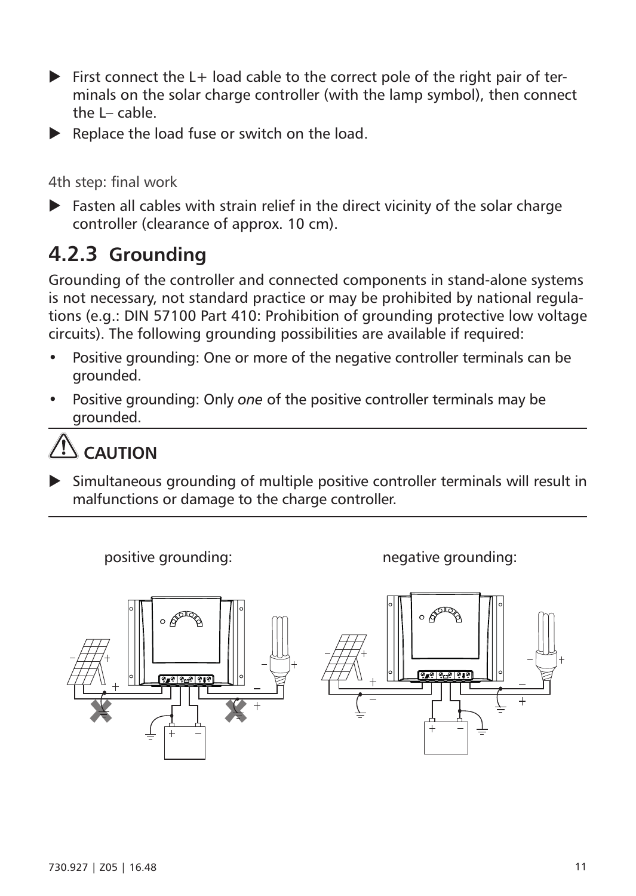- First connect the L+ load cable to the correct pole of the right pair of terminals on the solar charge controller (with the lamp symbol), then connect the L– cable.
- Replace the load fuse or switch on the load.

4th step: final work

- Fasten all cables with strain relief in the direct vicinity of the solar charge controller (clearance of approx. 10 cm).

### 4.2.3 Grounding

Grounding of the controller and connected components in stand-alone systems is not necessary, not standard practice or may be prohibited by national regulations (e.g.: DIN 57100 Part 410: Prohibition of grounding protective low voltage circuits). The following grounding possibilities are available if required:

- Positive grounding: One or more of the negative controller terminals can be grounded.
- Positive grounding: Only *one* of the positive controller terminals may be grounded.

**CAUTION**

- Simultaneous grounding of multiple positive controller terminals will result in malfunctions or damage to the charge controller.

positive grounding: negative grounding: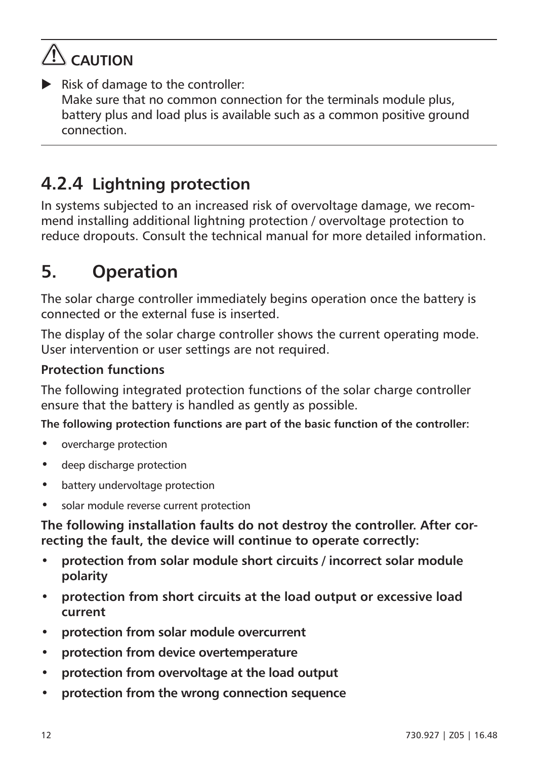## ⚠ CAUTION

- ▶ Risk of damage to the controller:
  Make sure that no common connection for the terminals module plus, battery plus and load plus is available such as a common positive ground connection.

### 4.2.4 Lightning protection

In systems subjected to an increased risk of overvoltage damage, we recommend installing additional lightning protection / overvoltage protection to reduce dropouts. Consult the technical manual for more detailed information.

## 5. Operation

The solar charge controller immediately begins operation once the battery is connected or the external fuse is inserted.

The display of the solar charge controller shows the current operating mode. User intervention or user settings are not required.

**Protection functions**

The following integrated protection functions of the solar charge controller ensure that the battery is handled as gently as possible.

**The following protection functions are part of the basic function of the controller:**

- overcharge protection
- deep discharge protection
- battery undervoltage protection
- solar module reverse current protection

**The following installation faults do not destroy the controller. After correcting the fault, the device will continue to operate correctly:**

- **protection from solar module short circuits / incorrect solar module polarity**
- **protection from short circuits at the load output or excessive load current**
- **protection from solar module overcurrent**
- **protection from device overtemperature**
- **protection from overvoltage at the load output**
- **protection from the wrong connection sequence**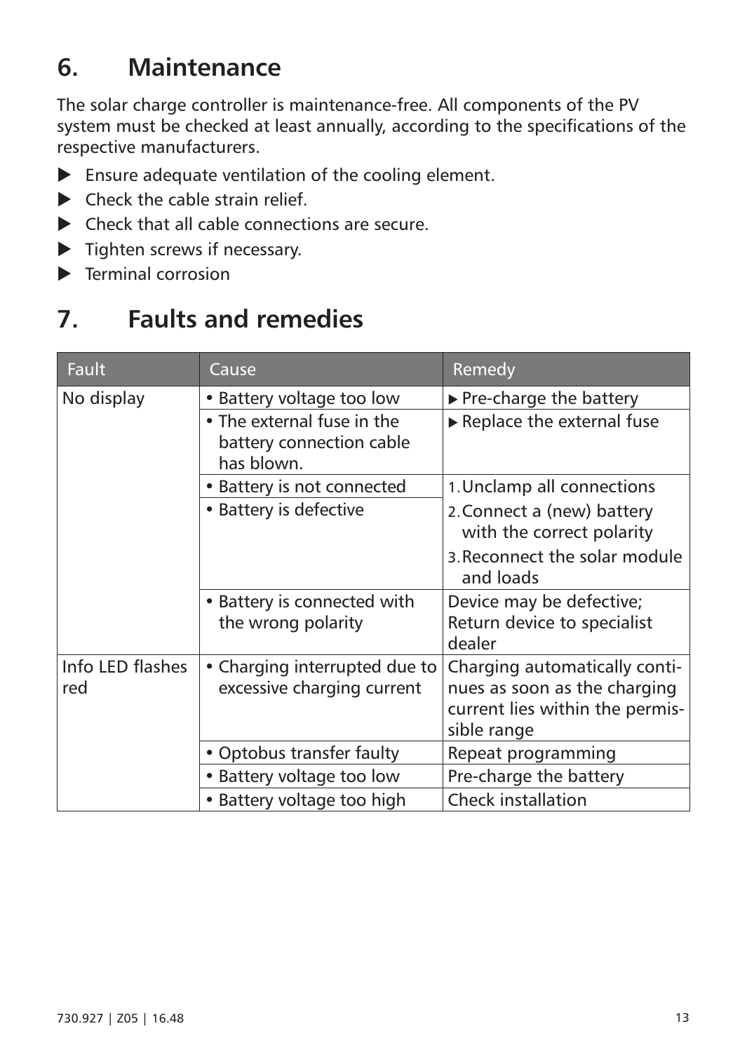# 6. Maintenance

The solar charge controller is maintenance-free. All components of the PV system must be checked at least annually, according to the specifications of the respective manufacturers.

- ▶ Ensure adequate ventilation of the cooling element.
- ▶ Check the cable strain relief.
- ▶ Check that all cable connections are secure.
- ▶ Tighten screws if necessary.
- ▶ Terminal corrosion

# 7. Faults and remedies

| Fault | Cause | Remedy |
|---|---|---|
| No display | • Battery voltage too low | ▶ Pre-charge the battery |
| | • The external fuse in the battery connection cable has blown. | ▶ Replace the external fuse |
| | • Battery is not connected<br>• Battery is defective | 1. Unclamp all connections<br>2. Connect a (new) battery with the correct polarity<br>3. Reconnect the solar module and loads |
| | • Battery is connected with the wrong polarity | Device may be defective; Return device to specialist dealer |
| Info LED flashes red | • Charging interrupted due to excessive charging current | Charging automatically continues as soon as the charging current lies within the permissible range |
| | • Optobus transfer faulty | Repeat programming |
| | • Battery voltage too low | Pre-charge the battery |
| | • Battery voltage too high | Check installation |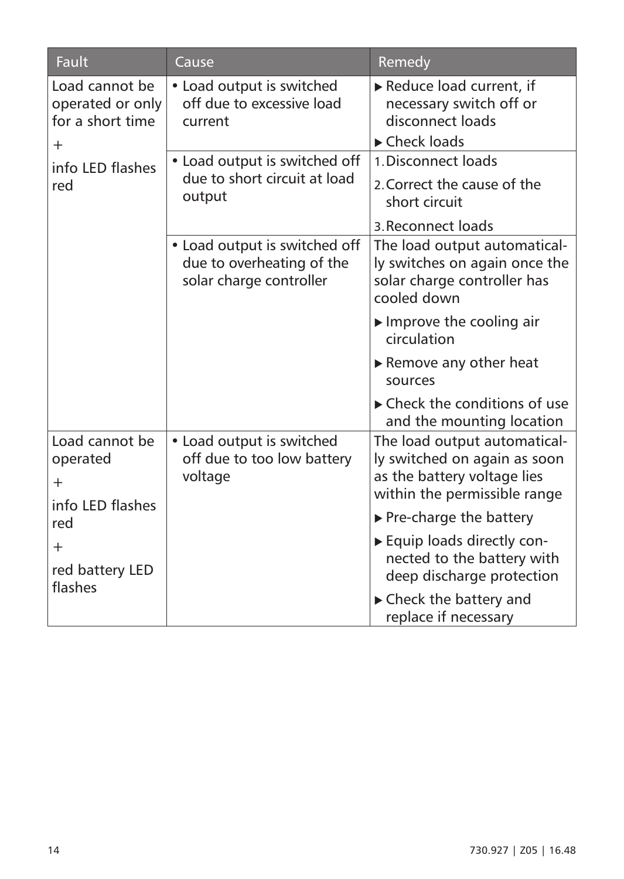| Fault | Cause | Remedy |
|---|---|---|
| Load cannot be operated or only for a short time<br>+<br>info LED flashes red | • Load output is switched off due to excessive load current | ▶ Reduce load current, if necessary switch off or disconnect loads<br>▶ Check loads |
| | • Load output is switched off due to short circuit at load output | 1. Disconnect loads<br>2. Correct the cause of the short circuit<br>3. Reconnect loads |
| | • Load output is switched off due to overheating of the solar charge controller | The load output automatically switches on again once the solar charge controller has cooled down<br>▶ Improve the cooling air circulation<br>▶ Remove any other heat sources<br>▶ Check the conditions of use and the mounting location |
| Load cannot be operated<br>+<br>info LED flashes red<br>+<br>red battery LED flashes | • Load output is switched off due to too low battery voltage | The load output automatically switched on again as soon as the battery voltage lies within the permissible range<br>▶ Pre-charge the battery<br>▶ Equip loads directly connected to the battery with deep discharge protection<br>▶ Check the battery and replace if necessary |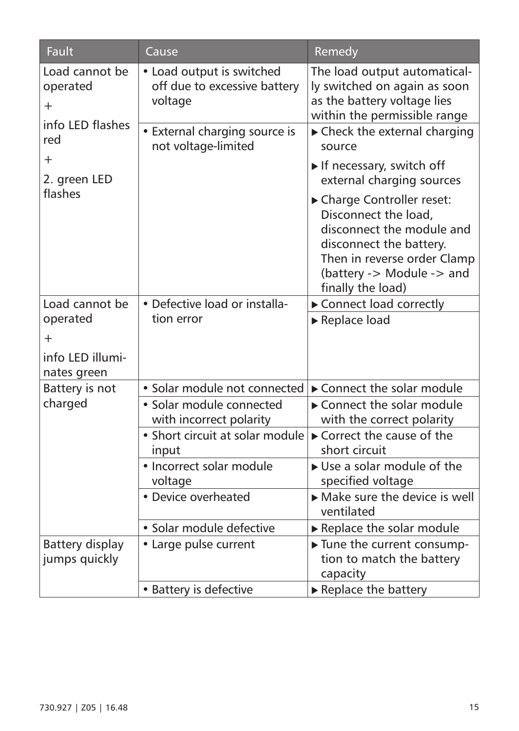| Fault | Cause | Remedy |
|---|---|---|
| Load cannot be operated + info LED flashes red + 2. green LED flashes | • Load output is switched off due to excessive battery voltage | The load output automatically switched on again as soon as the battery voltage lies within the permissible range |
| | • External charging source is not voltage-limited | ▶ Check the external charging source<br>▶ If necessary, switch off external charging sources<br>▶ Charge Controller reset: Disconnect the load, disconnect the module and disconnect the battery. Then in reverse order Clamp (battery -> Module -> and finally the load) |
| Load cannot be operated + info LED illuminates green | • Defective load or installation error | ▶ Connect load correctly<br>▶ Replace load |
| Battery is not charged | • Solar module not connected | ▶ Connect the solar module |
| | • Solar module connected with incorrect polarity | ▶ Connect the solar module with the correct polarity |
| | • Short circuit at solar module input | ▶ Correct the cause of the short circuit |
| | • Incorrect solar module voltage | ▶ Use a solar module of the specified voltage |
| | • Device overheated | ▶ Make sure the device is well ventilated |
| | • Solar module defective | ▶ Replace the solar module |
| Battery display jumps quickly | • Large pulse current | ▶ Tune the current consumption to match the battery capacity |
| | • Battery is defective | ▶ Replace the battery |

730.927 | Z05 | 16.48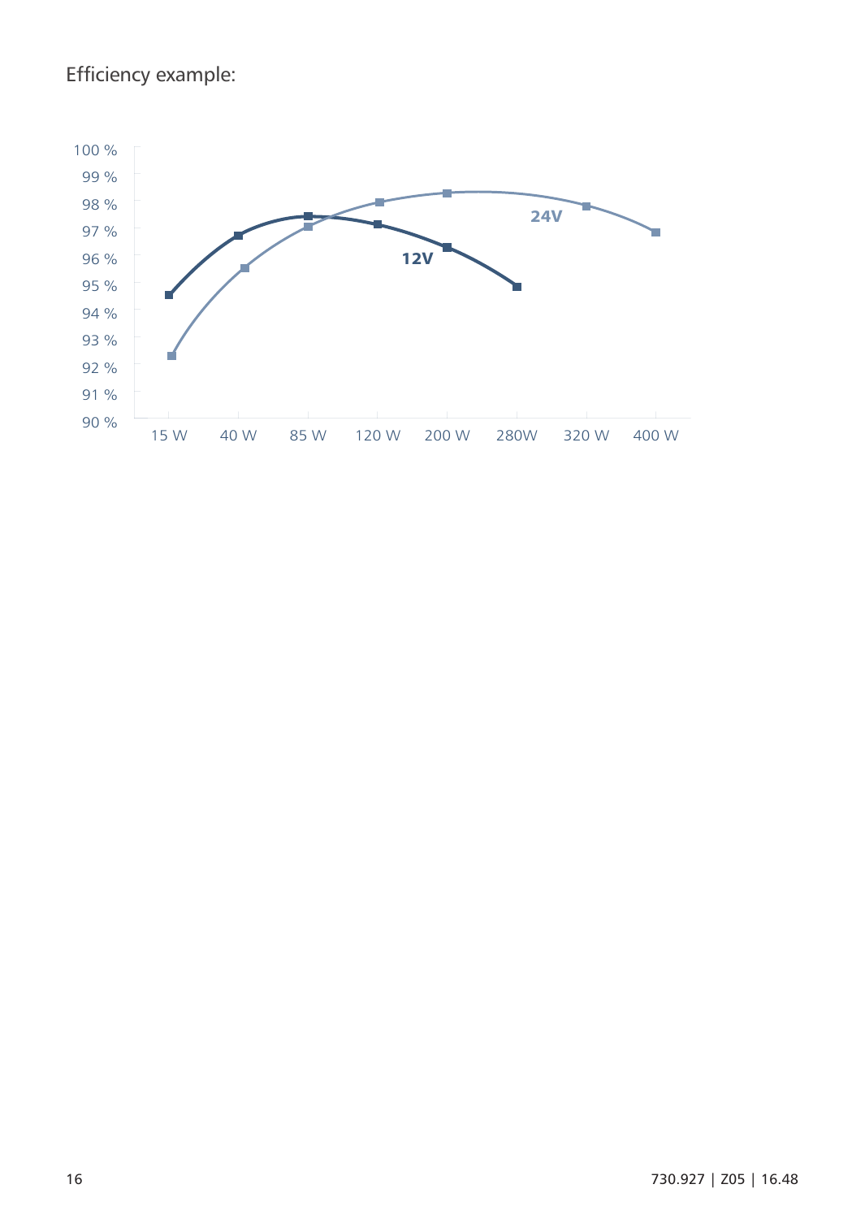Efficiency example:

| | 15 W | 40 W | 85 W | 120 W | 200 W | 280W | 320 W | 400 W |
|---|---|---|---|---|---|---|---|---|
| 12V | 94.5 % | 96.7 % | 97.4 % | 97.1 % | 96.3 % | 94.8 % | | |
| 24V | 92.3 % | 95.5 % | 97.0 % | 97.9 % | 98.2 % | | 97.8 % | 96.8 % |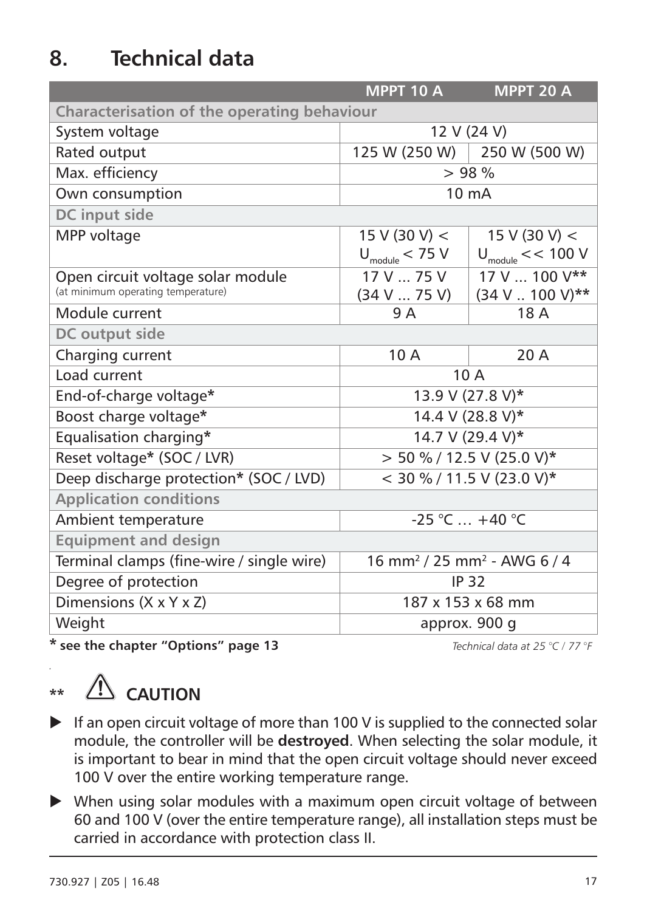# 8. Technical data

| | MPPT 10 A | MPPT 20 A |
|---|---|---|
| **Characterisation of the operating behaviour** | | |
| System voltage | 12 V (24 V) | |
| Rated output | 125 W (250 W) | 250 W (500 W) |
| Max. efficiency | > 98 % | |
| Own consumption | 10 mA | |
| **DC input side** | | |
| MPP voltage | 15 V (30 V) < $U_{module}$ < 75 V | 15 V (30 V) < $U_{module}$ << 100 V |
| Open circuit voltage solar module (at minimum operating temperature) | 17 V ... 75 V (34 V ... 75 V) | 17 V ... 100 V** (34 V .. 100 V)** |
| Module current | 9 A | 18 A |
| **DC output side** | | |
| Charging current | 10 A | 20 A |
| Load current | 10 A | |
| End-of-charge voltage* | 13.9 V (27.8 V)* | |
| Boost charge voltage* | 14.4 V (28.8 V)* | |
| Equalisation charging* | 14.7 V (29.4 V)* | |
| Reset voltage* (SOC / LVR) | > 50 % / 12.5 V (25.0 V)* | |
| Deep discharge protection* (SOC / LVD) | < 30 % / 11.5 V (23.0 V)* | |
| **Application conditions** | | |
| Ambient temperature | -25 °C … +40 °C | |
| **Equipment and design** | | |
| Terminal clamps (fine-wire / single wire) | 16 mm² / 25 mm² - AWG 6 / 4 | |
| Degree of protection | IP 32 | |
| Dimensions (X x Y x Z) | 187 x 153 x 68 mm | |
| Weight | approx. 900 g | |

**\* see the chapter "Options" page 13**

*Technical data at 25 °C / 77 °F*

## ** CAUTION

- If an open circuit voltage of more than 100 V is supplied to the connected solar module, the controller will be **destroyed**. When selecting the solar module, it is important to bear in mind that the open circuit voltage should never exceed 100 V over the entire working temperature range.
- When using solar modules with a maximum open circuit voltage of between 60 and 100 V (over the entire temperature range), all installation steps must be carried in accordance with protection class II.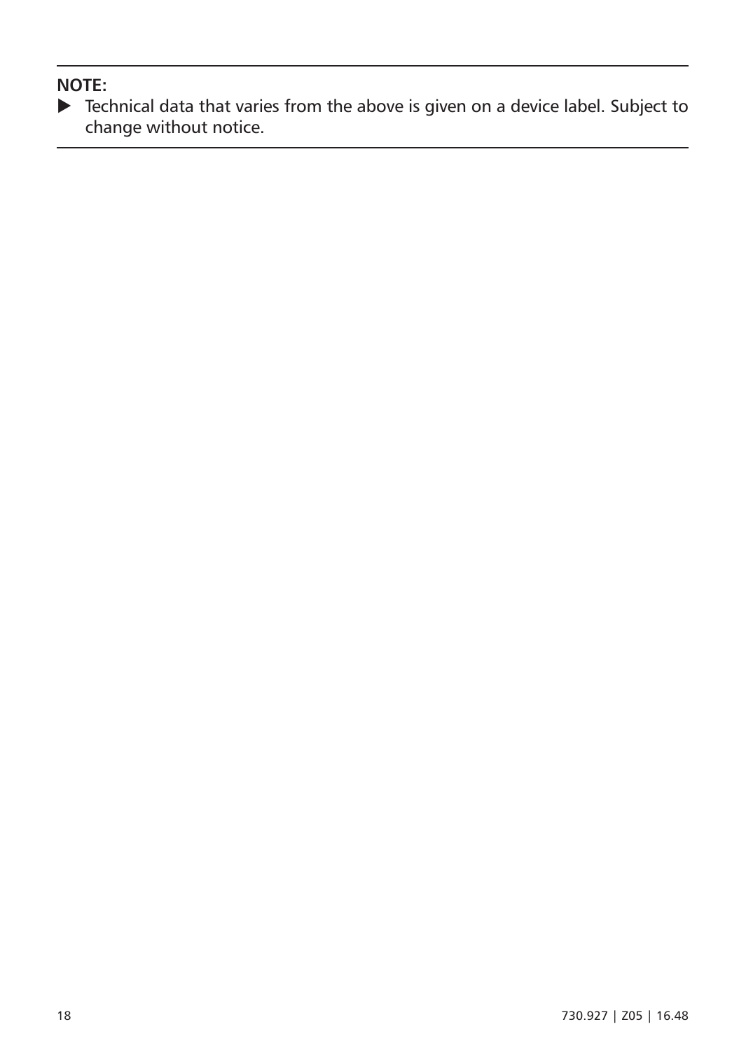**NOTE:**

- ▶ Technical data that varies from the above is given on a device label. Subject to change without notice.